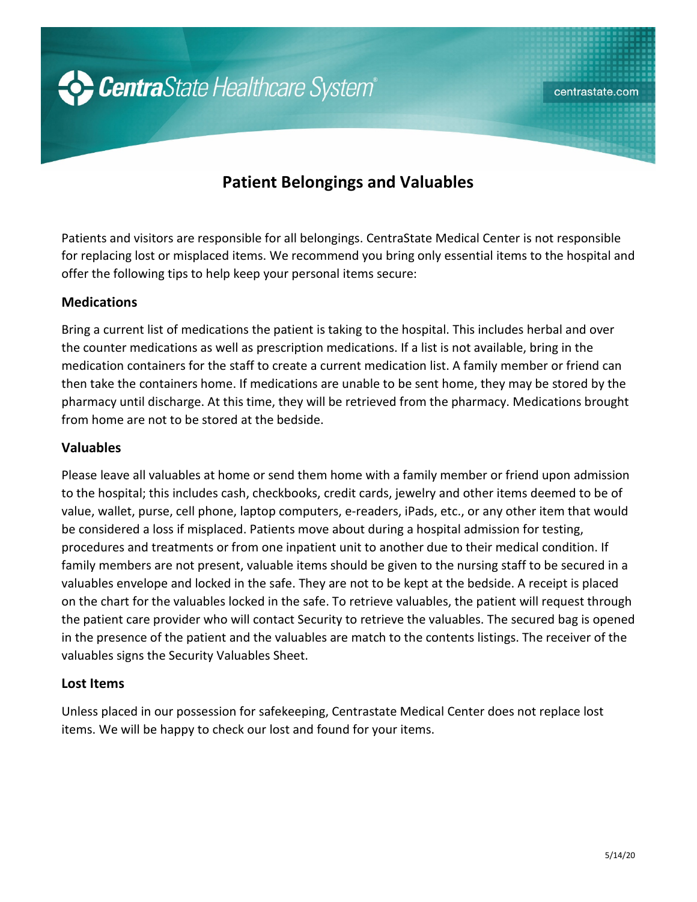# Patient Belongings and Valuables

Patients and visitors are responsible for all belongings. CentraState Medical Center is not responsible for replacing lost or misplaced items. We recommend you bring only essential items to the hospital and offer the following tips to help keep your personal items secure:

## Medications

Bring a current list of medications the patient is taking to the hospital. This includes herbal and over the counter medications as well as prescription medications. If a list is not available, bring in the medication containers for the staff to create a current medication list. A family member or friend can then take the containers home. If medications are unable to be sent home, they may be stored by the pharmacy until discharge. At this time, they will be retrieved from the pharmacy. Medications brought from home are not to be stored at the bedside.

## Valuables

Please leave all valuables at home or send them home with a family member or friend upon admission to the hospital; this includes cash, checkbooks, credit cards, jewelry and other items deemed to be of value, wallet, purse, cell phone, laptop computers, e-readers, iPads, etc., or any other item that would be considered a loss if misplaced. Patients move about during a hospital admission for testing, procedures and treatments or from one inpatient unit to another due to their medical condition. If family members are not present, valuable items should be given to the nursing staff to be secured in a valuables envelope and locked in the safe. They are not to be kept at the bedside. A receipt is placed on the chart for the valuables locked in the safe. To retrieve valuables, the patient will request through the patient care provider who will contact Security to retrieve the valuables. The secured bag is opened in the presence of the patient and the valuables are match to the contents listings. The receiver of the valuables signs the Security Valuables Sheet.

## Lost Items

Unless placed in our possession for safekeeping, Centrastate Medical Center does not replace lost items. We will be happy to check our lost and found for your items.

5/14/20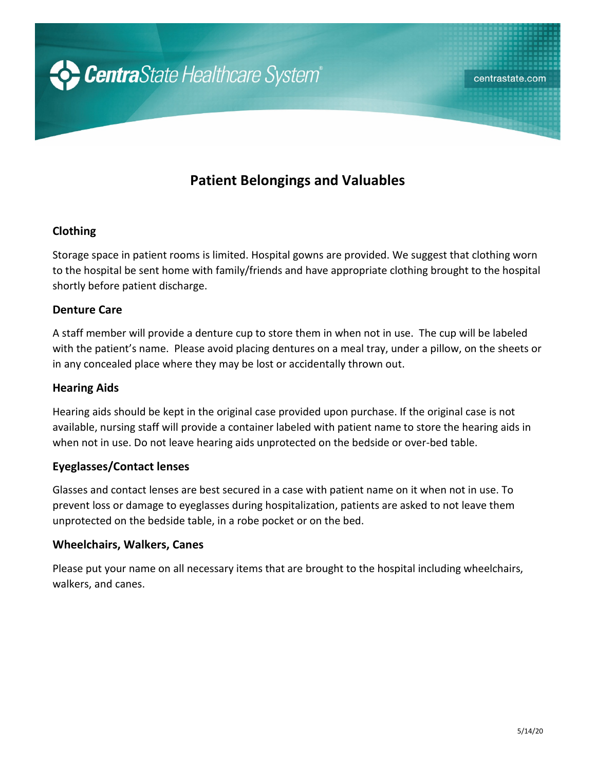# Patient Belongings and Valuables

### Clothing

Storage space in patient rooms is limited. Hospital gowns are provided. We suggest that clothing worn to the hospital be sent home with family/friends and have appropriate clothing brought to the hospital shortly before patient discharge.

### Denture Care

A staff member will provide a denture cup to store them in when not in use. The cup will be labeled with the patient's name. Please avoid placing dentures on a meal tray, under a pillow, on the sheets or in any concealed place where they may be lost or accidentally thrown out.

### Hearing Aids

Hearing aids should be kept in the original case provided upon purchase. If the original case is not available, nursing staff will provide a container labeled with patient name to store the hearing aids in when not in use. Do not leave hearing aids unprotected on the bedside or over-bed table.

### Eyeglasses/Contact lenses

Glasses and contact lenses are best secured in a case with patient name on it when not in use. To prevent loss or damage to eyeglasses during hospitalization, patients are asked to not leave them unprotected on the bedside table, in a robe pocket or on the bed.

### Wheelchairs, Walkers, Canes

Please put your name on all necessary items that are brought to the hospital including wheelchairs, walkers, and canes.

5/14/20